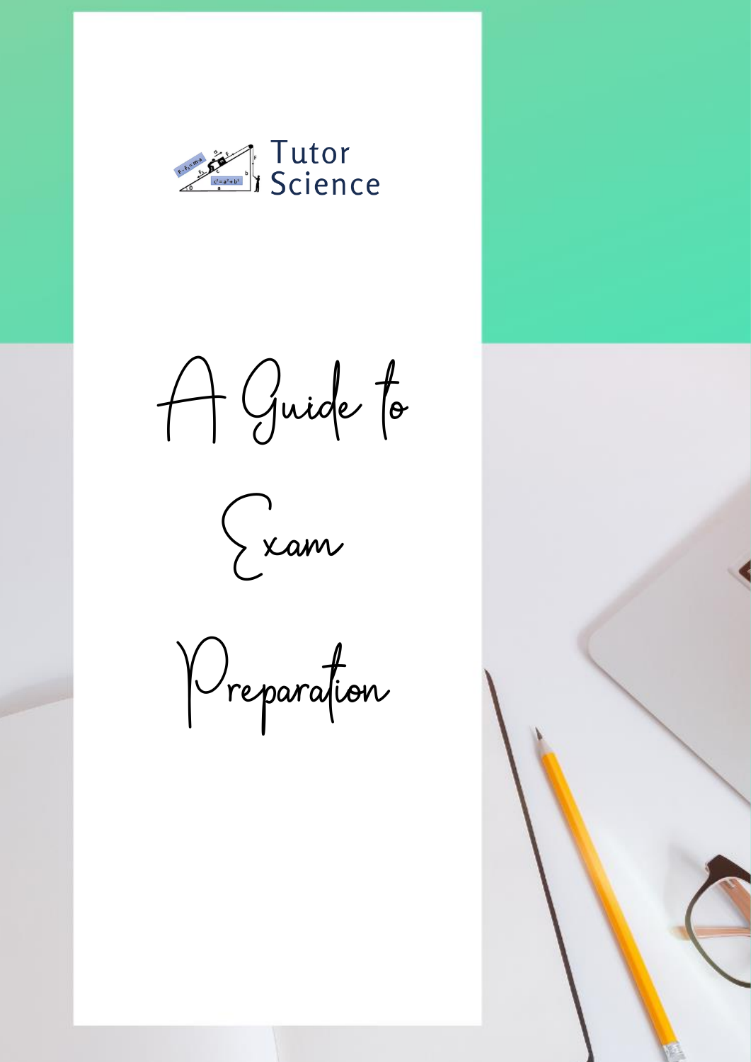Tutor Science

# A Guide to Exam Preparation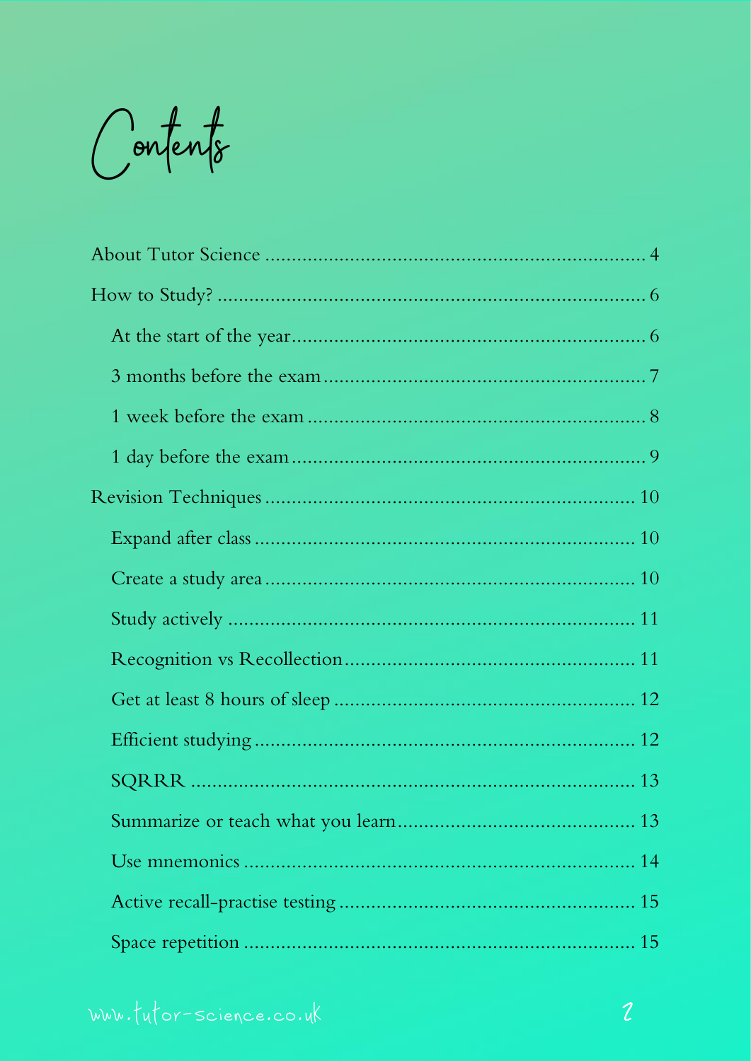# Contents

- About Tutor Science ........ 4
- How to Study? ........ 6
  - At the start of the year ........ 6
  - 3 months before the exam ........ 7
  - 1 week before the exam ........ 8
  - 1 day before the exam ........ 9
- Revision Techniques ........ 10
  - Expand after class ........ 10
  - Create a study area ........ 10
  - Study actively ........ 11
  - Recognition vs Recollection ........ 11
  - Get at least 8 hours of sleep ........ 12
  - Efficient studying ........ 12
  - SQRRR ........ 13
  - Summarize or teach what you learn ........ 13
  - Use mnemonics ........ 14
  - Active recall-practise testing ........ 15
  - Space repetition ........ 15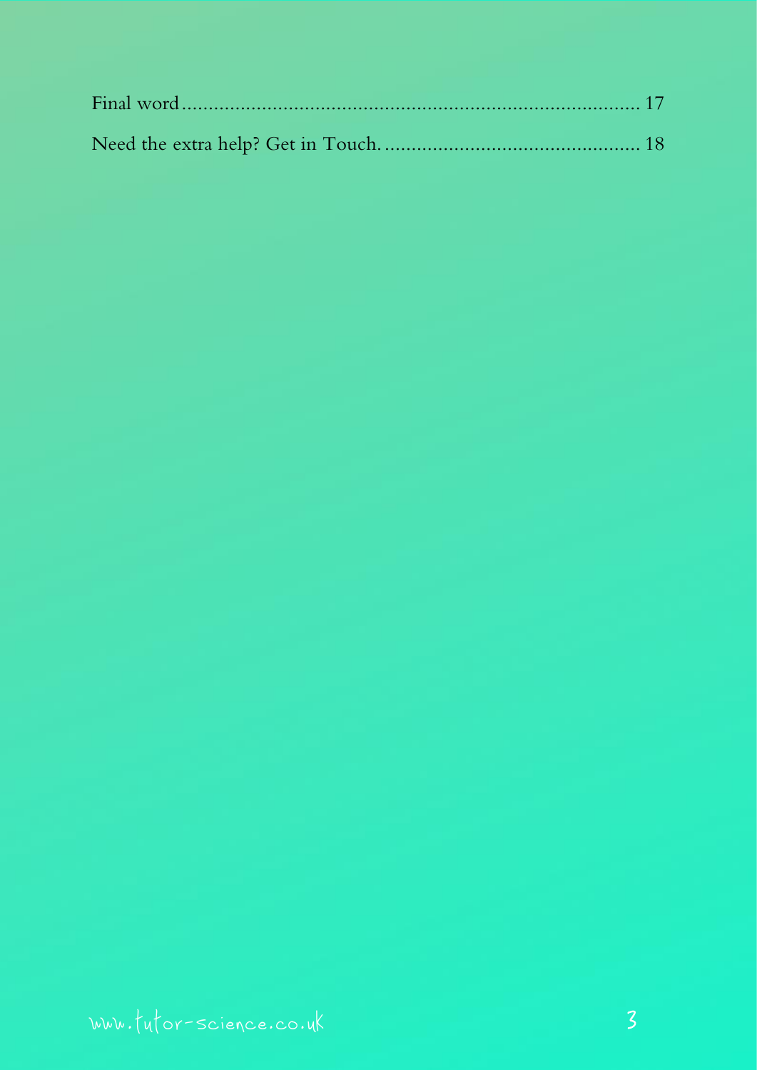Final word ........................................................................................ 17

Need the extra help? Get in Touch. ................................................ 18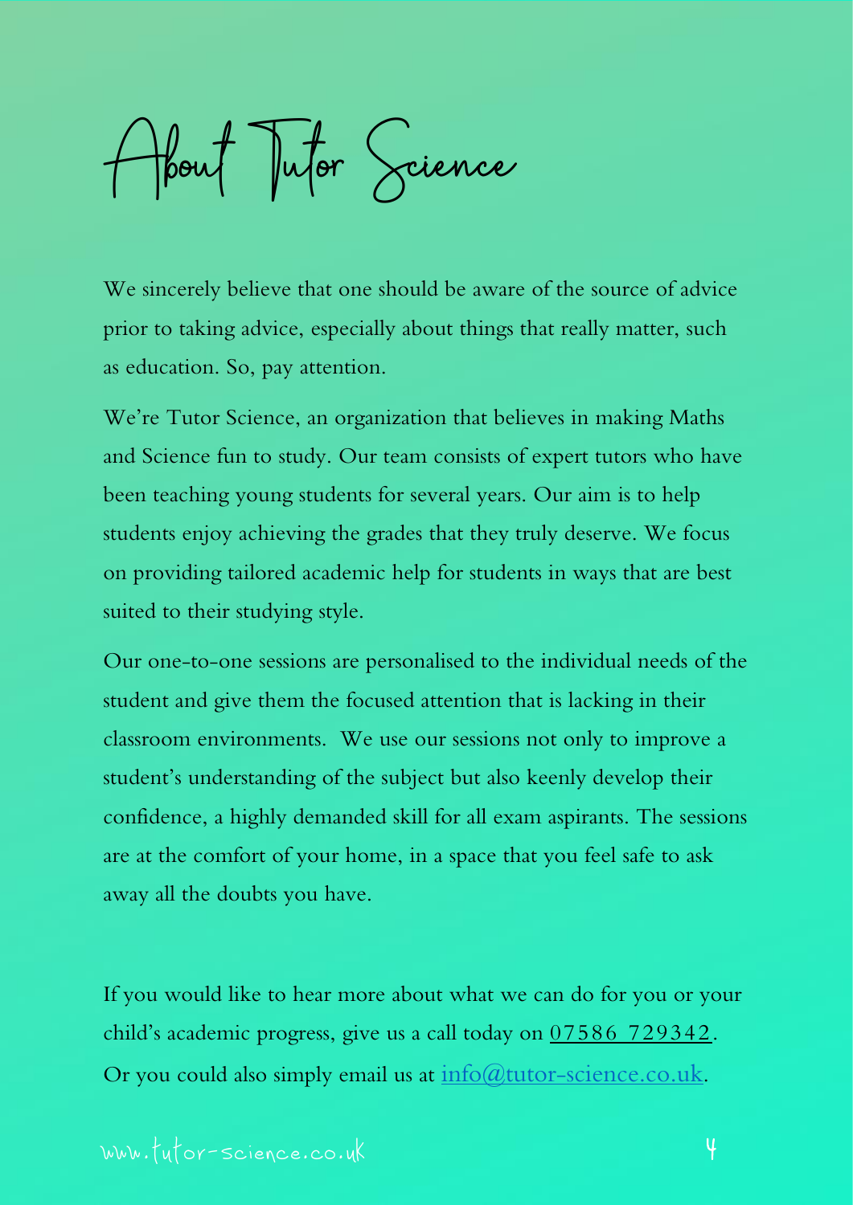# About Tutor Science

We sincerely believe that one should be aware of the source of advice prior to taking advice, especially about things that really matter, such as education. So, pay attention.

We're Tutor Science, an organization that believes in making Maths and Science fun to study. Our team consists of expert tutors who have been teaching young students for several years. Our aim is to help students enjoy achieving the grades that they truly deserve. We focus on providing tailored academic help for students in ways that are best suited to their studying style.

Our one-to-one sessions are personalised to the individual needs of the student and give them the focused attention that is lacking in their classroom environments. We use our sessions not only to improve a student's understanding of the subject but also keenly develop their confidence, a highly demanded skill for all exam aspirants. The sessions are at the comfort of your home, in a space that you feel safe to ask away all the doubts you have.

If you would like to hear more about what we can do for you or your child's academic progress, give us a call today on 07586 729342. Or you could also simply email us at info@tutor-science.co.uk.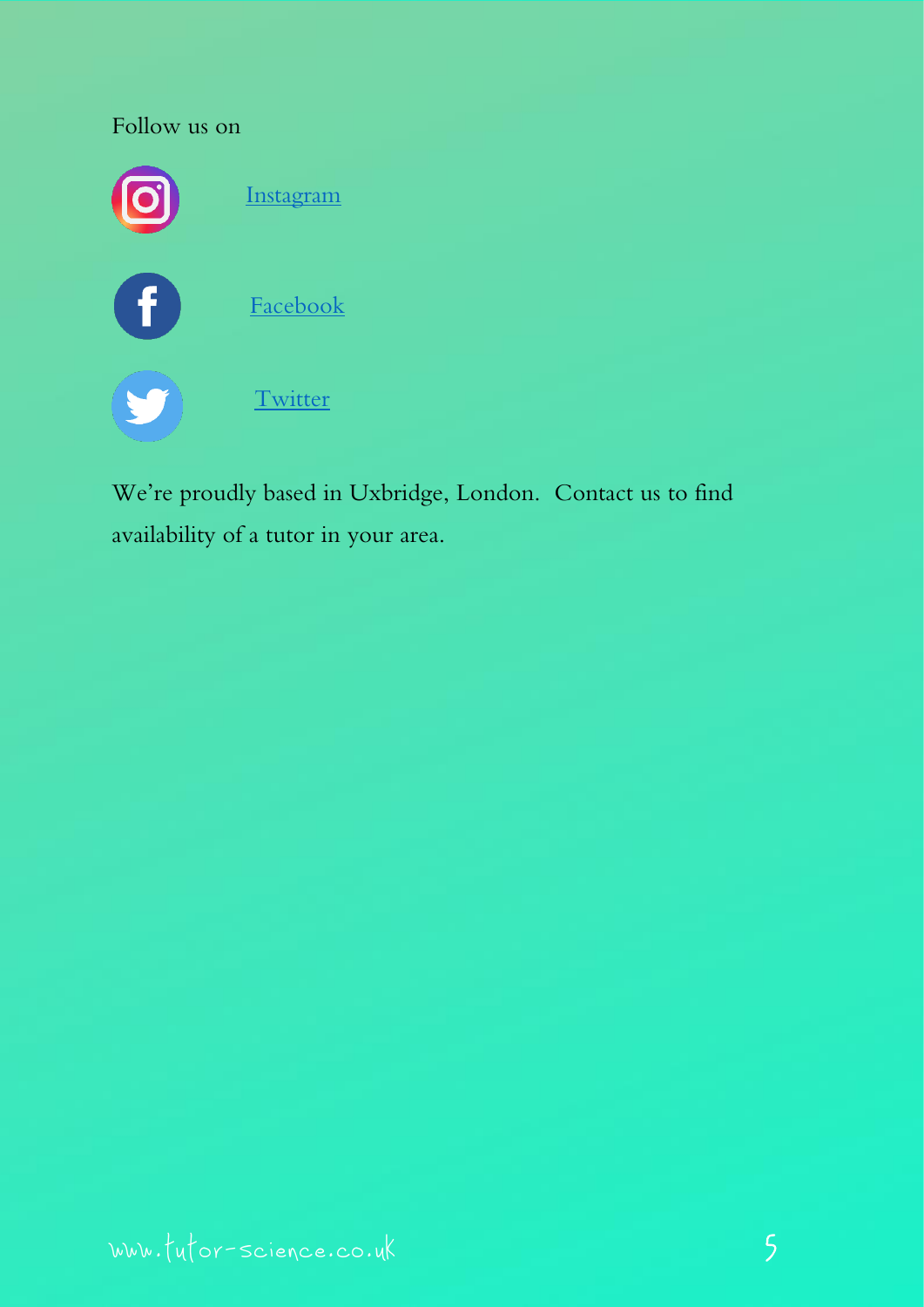Follow us on

Instagram

Facebook

Twitter

We're proudly based in Uxbridge, London. Contact us to find availability of a tutor in your area.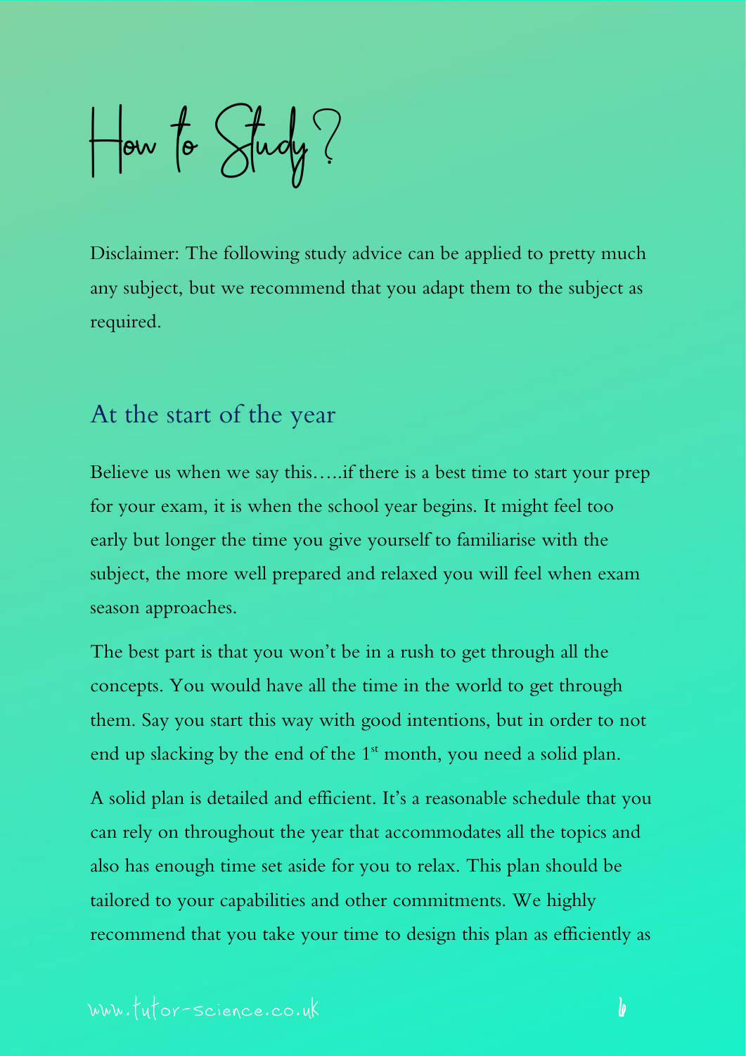# How to Study?

Disclaimer: The following study advice can be applied to pretty much any subject, but we recommend that you adapt them to the subject as required.

## At the start of the year

Believe us when we say this…..if there is a best time to start your prep for your exam, it is when the school year begins. It might feel too early but longer the time you give yourself to familiarise with the subject, the more well prepared and relaxed you will feel when exam season approaches.

The best part is that you won't be in a rush to get through all the concepts. You would have all the time in the world to get through them. Say you start this way with good intentions, but in order to not end up slacking by the end of the 1st month, you need a solid plan.

A solid plan is detailed and efficient. It's a reasonable schedule that you can rely on throughout the year that accommodates all the topics and also has enough time set aside for you to relax. This plan should be tailored to your capabilities and other commitments. We highly recommend that you take your time to design this plan as efficiently as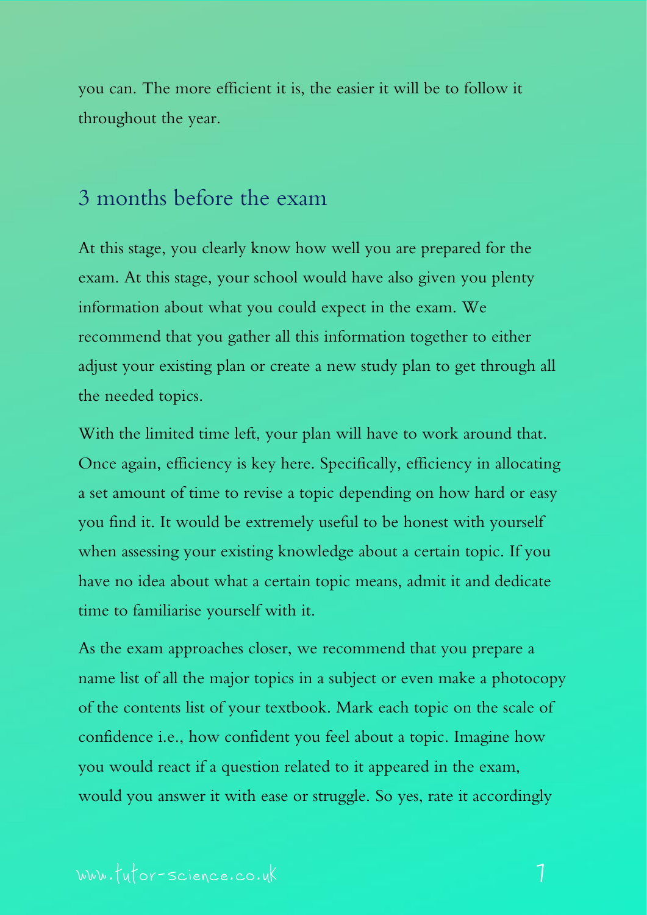you can. The more efficient it is, the easier it will be to follow it throughout the year.

## 3 months before the exam

At this stage, you clearly know how well you are prepared for the exam. At this stage, your school would have also given you plenty information about what you could expect in the exam. We recommend that you gather all this information together to either adjust your existing plan or create a new study plan to get through all the needed topics.

With the limited time left, your plan will have to work around that. Once again, efficiency is key here. Specifically, efficiency in allocating a set amount of time to revise a topic depending on how hard or easy you find it. It would be extremely useful to be honest with yourself when assessing your existing knowledge about a certain topic. If you have no idea about what a certain topic means, admit it and dedicate time to familiarise yourself with it.

As the exam approaches closer, we recommend that you prepare a name list of all the major topics in a subject or even make a photocopy of the contents list of your textbook. Mark each topic on the scale of confidence i.e., how confident you feel about a topic. Imagine how you would react if a question related to it appeared in the exam, would you answer it with ease or struggle. So yes, rate it accordingly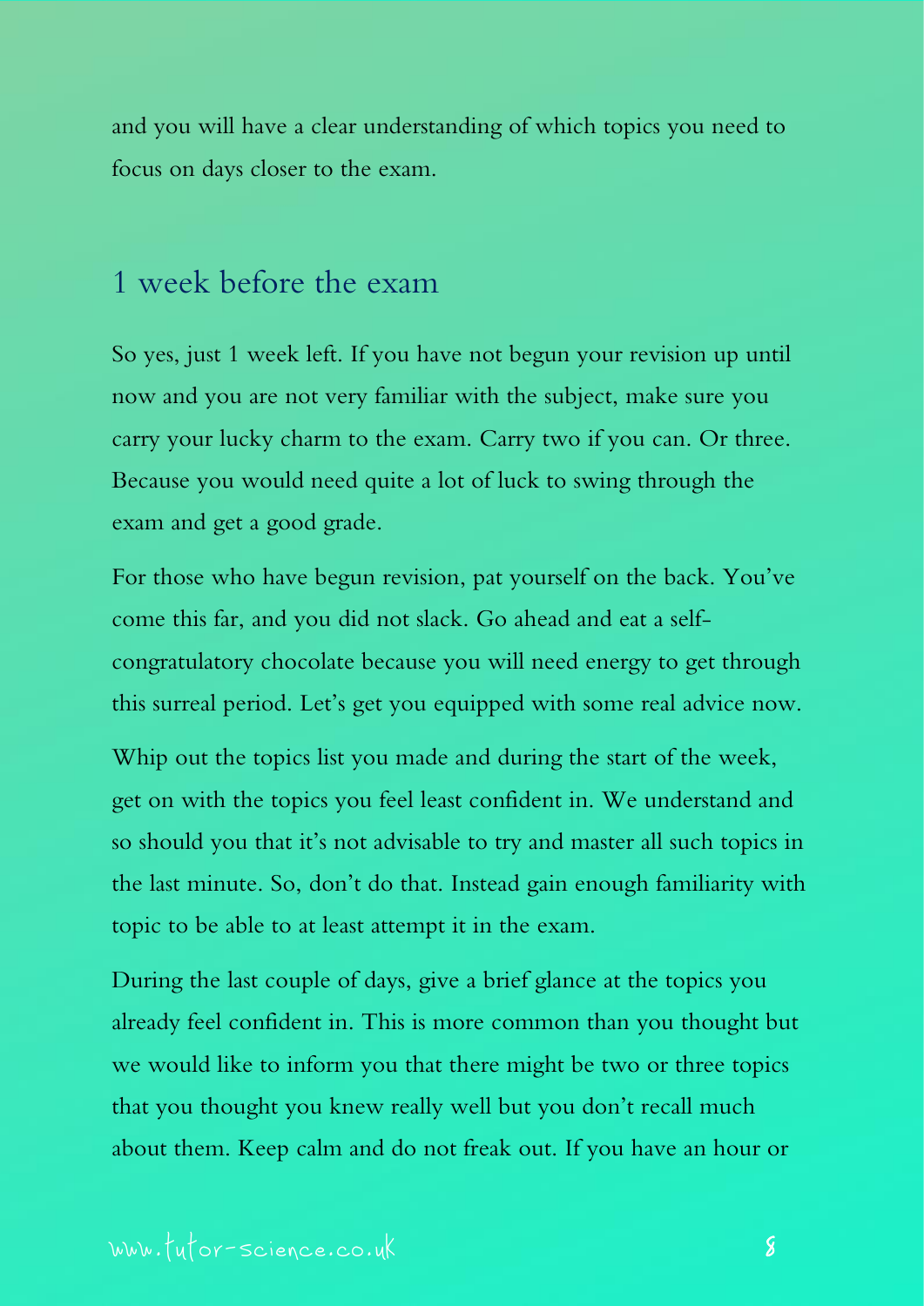and you will have a clear understanding of which topics you need to focus on days closer to the exam.

## 1 week before the exam

So yes, just 1 week left. If you have not begun your revision up until now and you are not very familiar with the subject, make sure you carry your lucky charm to the exam. Carry two if you can. Or three. Because you would need quite a lot of luck to swing through the exam and get a good grade.

For those who have begun revision, pat yourself on the back. You've come this far, and you did not slack. Go ahead and eat a self-congratulatory chocolate because you will need energy to get through this surreal period. Let's get you equipped with some real advice now.

Whip out the topics list you made and during the start of the week, get on with the topics you feel least confident in. We understand and so should you that it's not advisable to try and master all such topics in the last minute. So, don't do that. Instead gain enough familiarity with topic to be able to at least attempt it in the exam.

During the last couple of days, give a brief glance at the topics you already feel confident in. This is more common than you thought but we would like to inform you that there might be two or three topics that you thought you knew really well but you don't recall much about them. Keep calm and do not freak out. If you have an hour or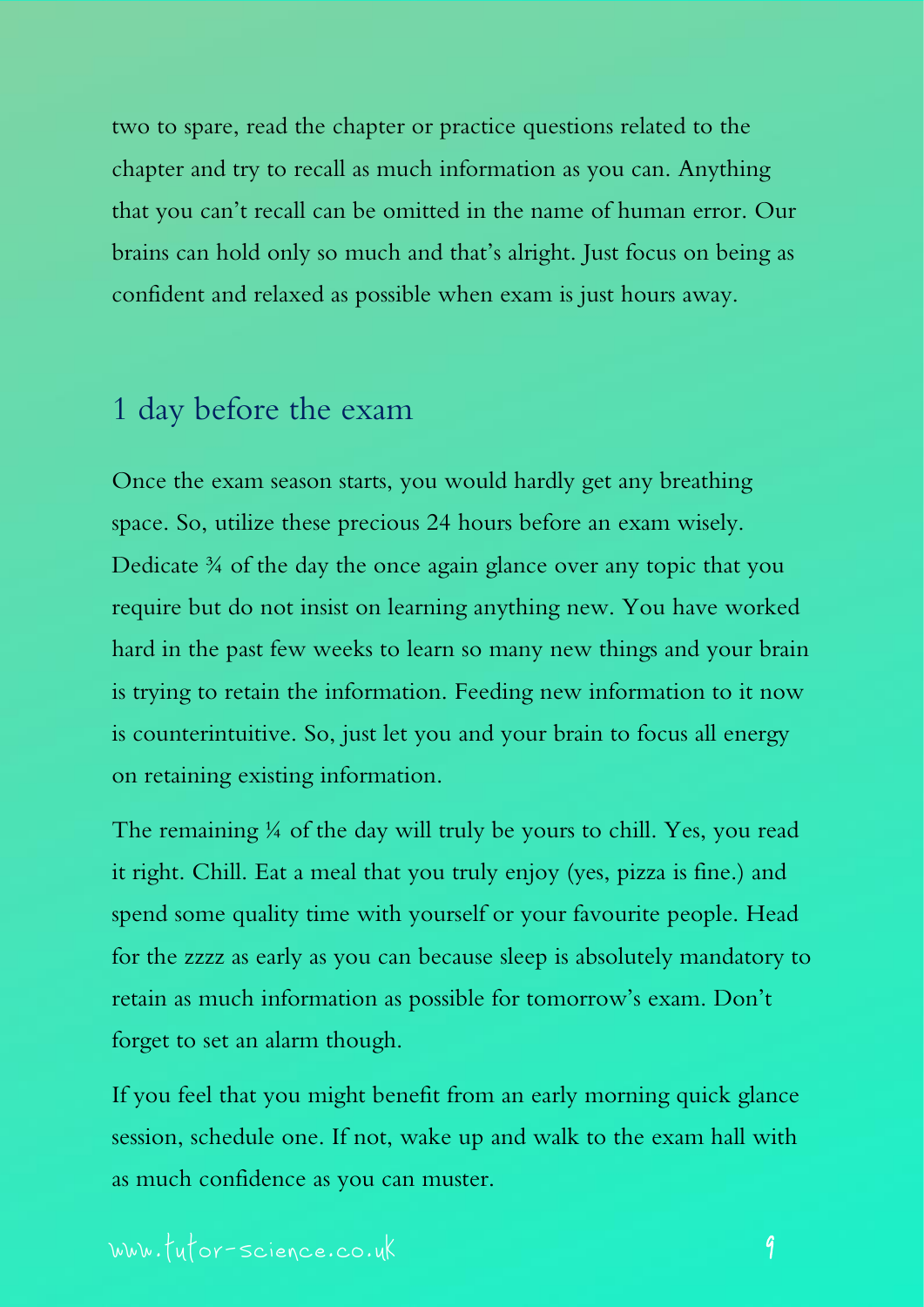two to spare, read the chapter or practice questions related to the chapter and try to recall as much information as you can. Anything that you can't recall can be omitted in the name of human error. Our brains can hold only so much and that's alright. Just focus on being as confident and relaxed as possible when exam is just hours away.

## 1 day before the exam

Once the exam season starts, you would hardly get any breathing space. So, utilize these precious 24 hours before an exam wisely. Dedicate ¾ of the day the once again glance over any topic that you require but do not insist on learning anything new. You have worked hard in the past few weeks to learn so many new things and your brain is trying to retain the information. Feeding new information to it now is counterintuitive. So, just let you and your brain to focus all energy on retaining existing information.

The remaining ¼ of the day will truly be yours to chill. Yes, you read it right. Chill. Eat a meal that you truly enjoy (yes, pizza is fine.) and spend some quality time with yourself or your favourite people. Head for the zzzz as early as you can because sleep is absolutely mandatory to retain as much information as possible for tomorrow's exam. Don't forget to set an alarm though.

If you feel that you might benefit from an early morning quick glance session, schedule one. If not, wake up and walk to the exam hall with as much confidence as you can muster.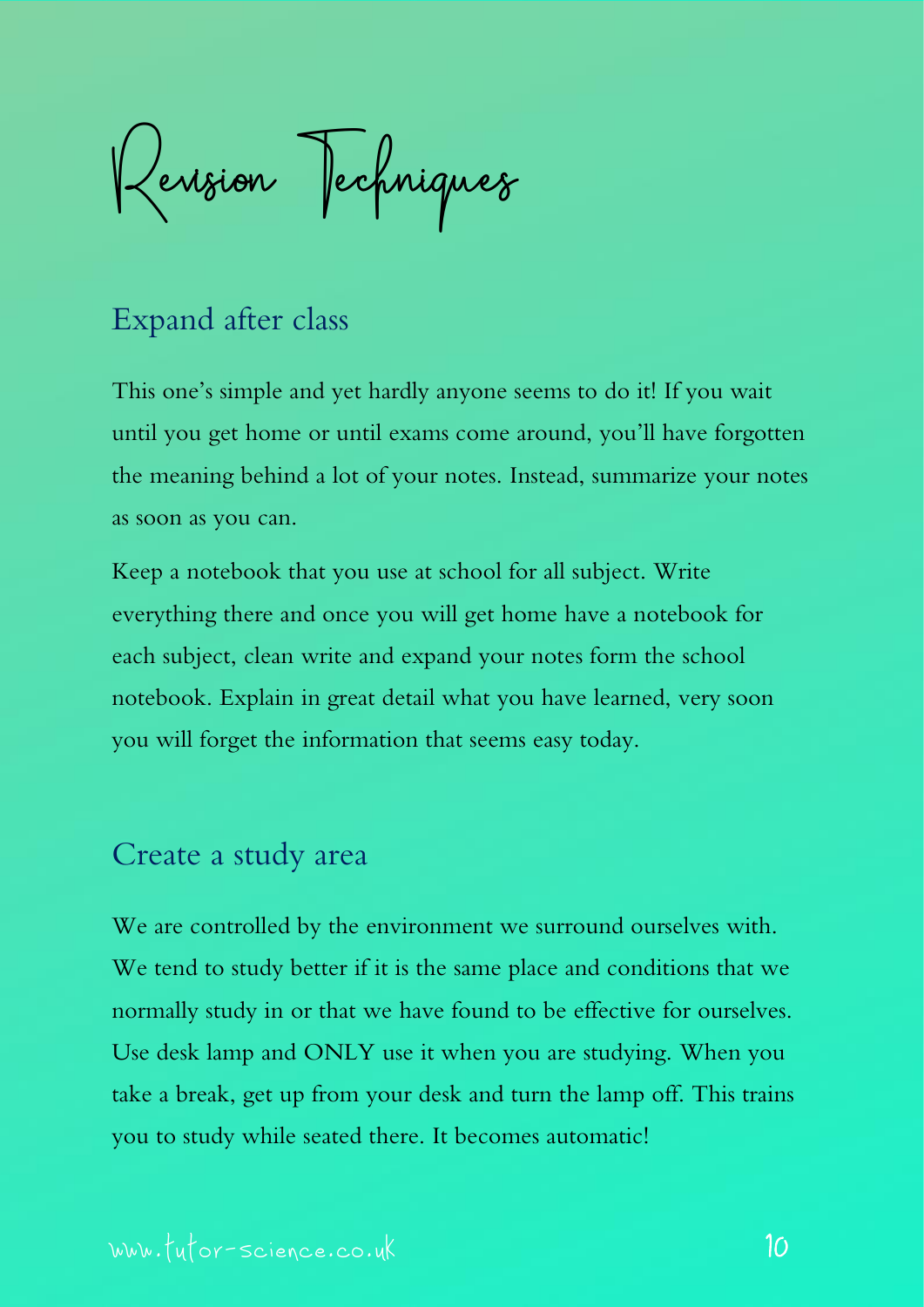# Revision Techniques

## Expand after class

This one's simple and yet hardly anyone seems to do it! If you wait until you get home or until exams come around, you'll have forgotten the meaning behind a lot of your notes. Instead, summarize your notes as soon as you can.

Keep a notebook that you use at school for all subject. Write everything there and once you will get home have a notebook for each subject, clean write and expand your notes form the school notebook. Explain in great detail what you have learned, very soon you will forget the information that seems easy today.

## Create a study area

We are controlled by the environment we surround ourselves with. We tend to study better if it is the same place and conditions that we normally study in or that we have found to be effective for ourselves. Use desk lamp and ONLY use it when you are studying. When you take a break, get up from your desk and turn the lamp off. This trains you to study while seated there. It becomes automatic!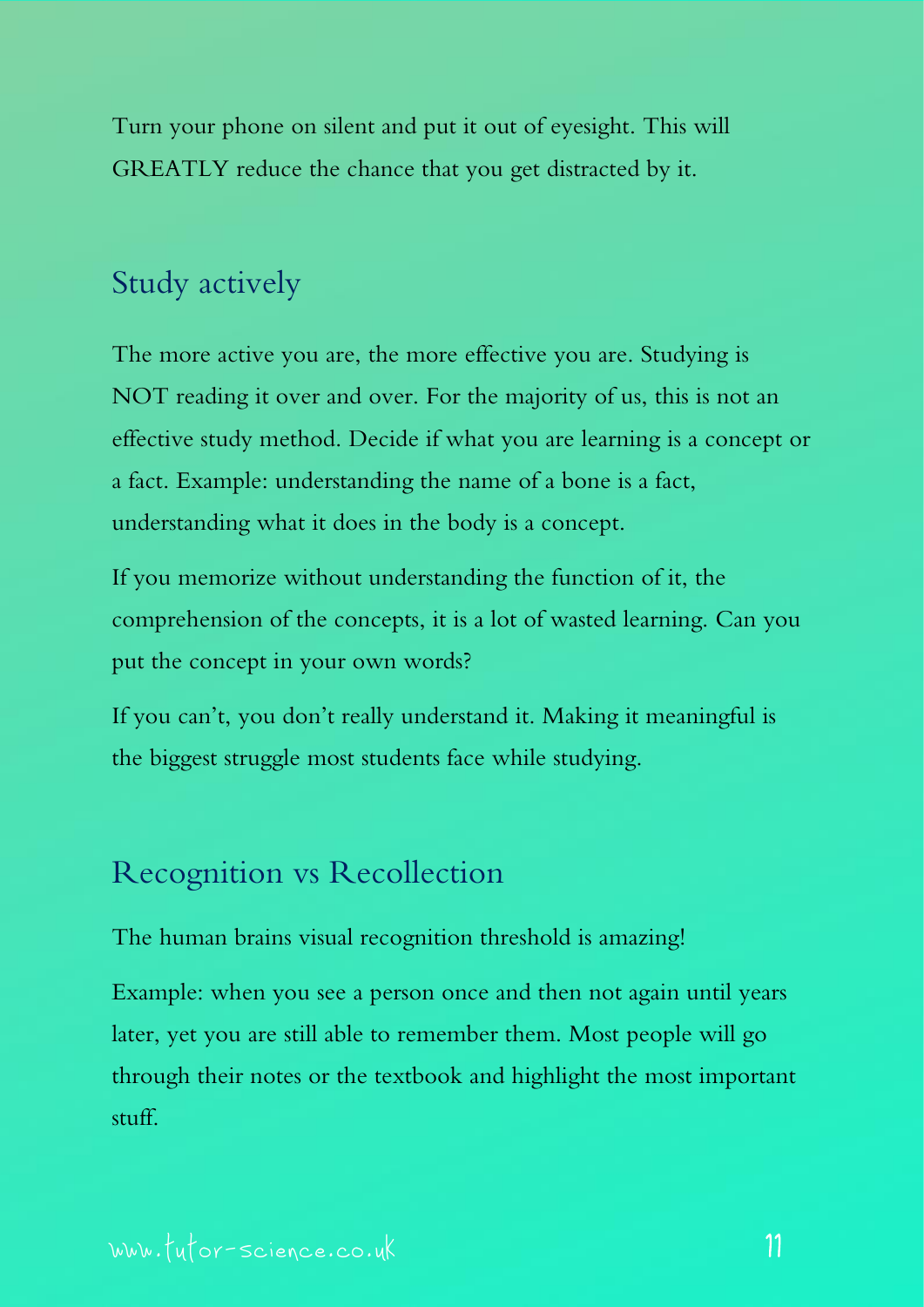Turn your phone on silent and put it out of eyesight. This will GREATLY reduce the chance that you get distracted by it.

## Study actively

The more active you are, the more effective you are. Studying is NOT reading it over and over. For the majority of us, this is not an effective study method. Decide if what you are learning is a concept or a fact. Example: understanding the name of a bone is a fact, understanding what it does in the body is a concept.

If you memorize without understanding the function of it, the comprehension of the concepts, it is a lot of wasted learning. Can you put the concept in your own words?

If you can't, you don't really understand it. Making it meaningful is the biggest struggle most students face while studying.

## Recognition vs Recollection

The human brains visual recognition threshold is amazing!

Example: when you see a person once and then not again until years later, yet you are still able to remember them. Most people will go through their notes or the textbook and highlight the most important stuff.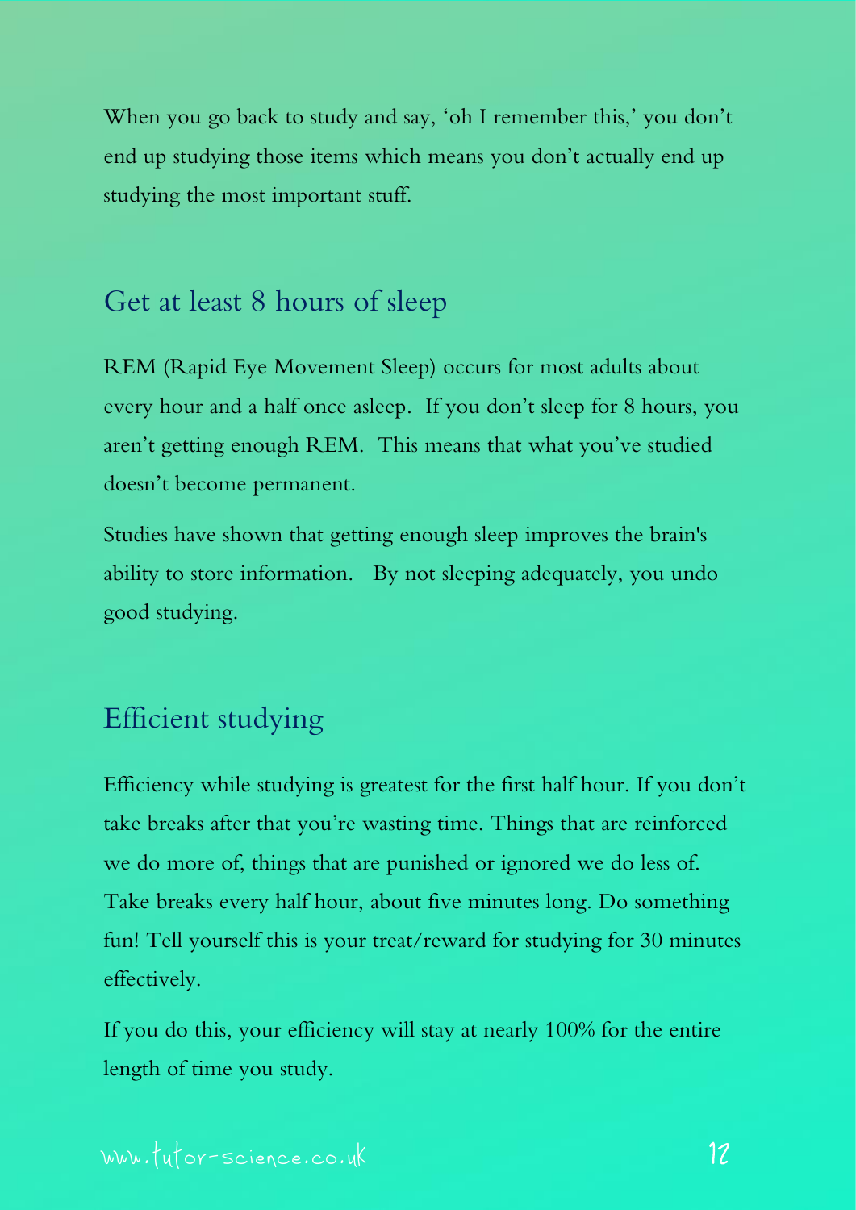When you go back to study and say, 'oh I remember this,' you don't end up studying those items which means you don't actually end up studying the most important stuff.

## Get at least 8 hours of sleep

REM (Rapid Eye Movement Sleep) occurs for most adults about every hour and a half once asleep. If you don't sleep for 8 hours, you aren't getting enough REM. This means that what you've studied doesn't become permanent.

Studies have shown that getting enough sleep improves the brain's ability to store information. By not sleeping adequately, you undo good studying.

## Efficient studying

Efficiency while studying is greatest for the first half hour. If you don't take breaks after that you're wasting time. Things that are reinforced we do more of, things that are punished or ignored we do less of. Take breaks every half hour, about five minutes long. Do something fun! Tell yourself this is your treat/reward for studying for 30 minutes effectively.

If you do this, your efficiency will stay at nearly 100% for the entire length of time you study.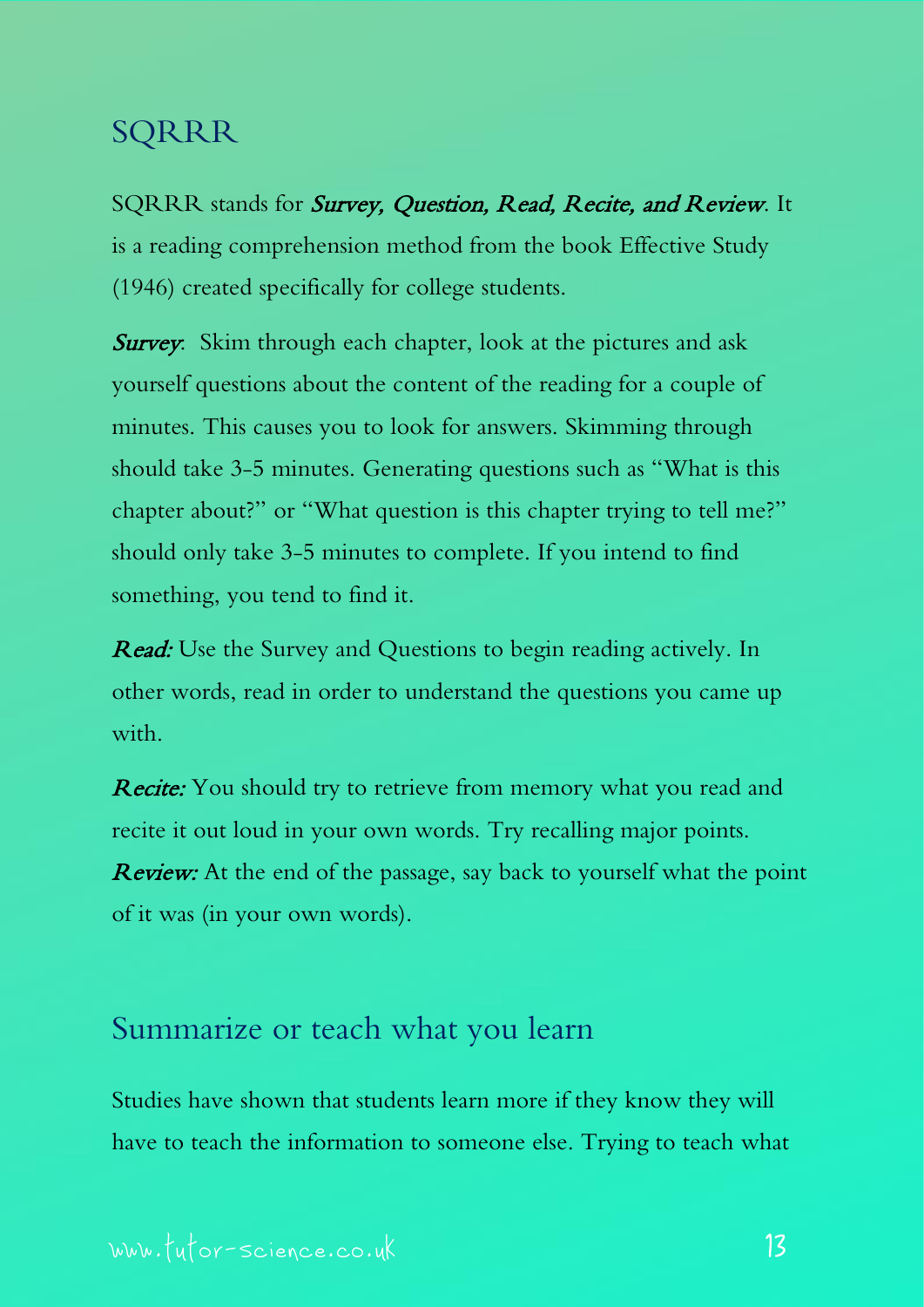## SQRRR

SQRRR stands for ***Survey, Question, Read, Recite, and Review***. It is a reading comprehension method from the book Effective Study (1946) created specifically for college students.

***Survey***: Skim through each chapter, look at the pictures and ask yourself questions about the content of the reading for a couple of minutes. This causes you to look for answers. Skimming through should take 3-5 minutes. Generating questions such as "What is this chapter about?" or "What question is this chapter trying to tell me?" should only take 3-5 minutes to complete. If you intend to find something, you tend to find it.

***Read:*** Use the Survey and Questions to begin reading actively. In other words, read in order to understand the questions you came up with.

***Recite:*** You should try to retrieve from memory what you read and recite it out loud in your own words. Try recalling major points.
***Review:*** At the end of the passage, say back to yourself what the point of it was (in your own words).

## Summarize or teach what you learn

Studies have shown that students learn more if they know they will have to teach the information to someone else. Trying to teach what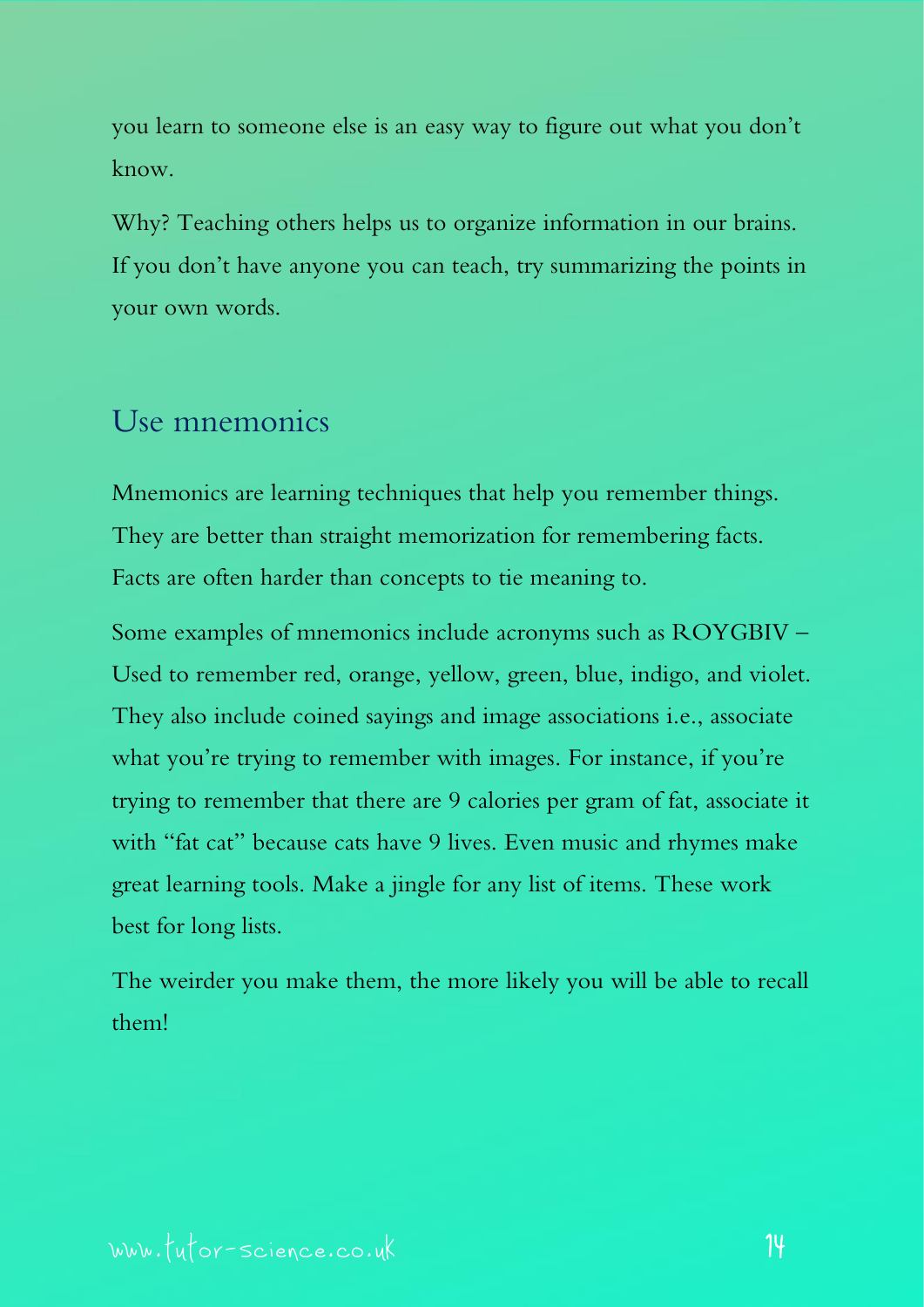you learn to someone else is an easy way to figure out what you don't know.

Why? Teaching others helps us to organize information in our brains. If you don't have anyone you can teach, try summarizing the points in your own words.

## Use mnemonics

Mnemonics are learning techniques that help you remember things. They are better than straight memorization for remembering facts. Facts are often harder than concepts to tie meaning to.

Some examples of mnemonics include acronyms such as ROYGBIV – Used to remember red, orange, yellow, green, blue, indigo, and violet. They also include coined sayings and image associations i.e., associate what you're trying to remember with images. For instance, if you're trying to remember that there are 9 calories per gram of fat, associate it with "fat cat" because cats have 9 lives. Even music and rhymes make great learning tools. Make a jingle for any list of items. These work best for long lists.

The weirder you make them, the more likely you will be able to recall them!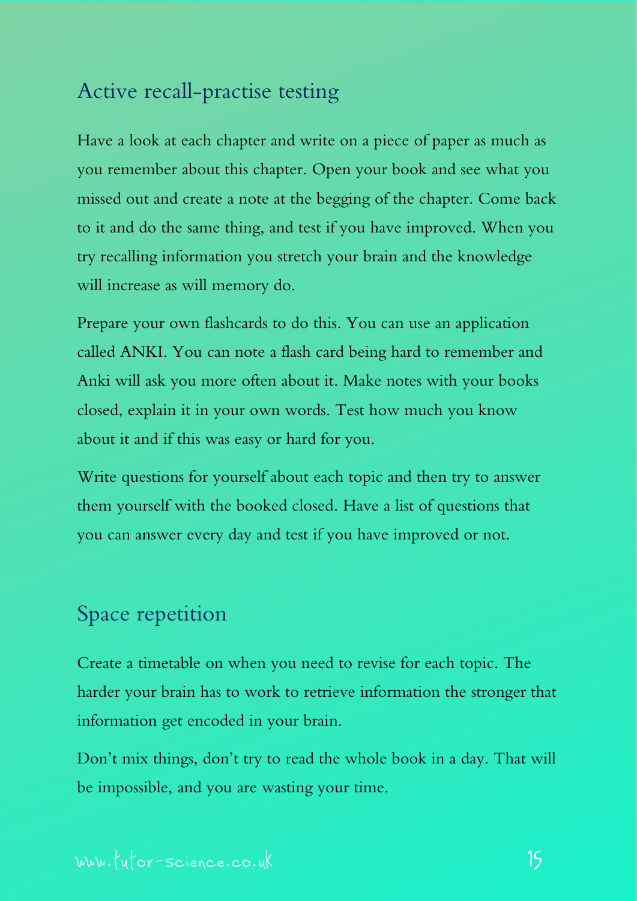## Active recall-practise testing

Have a look at each chapter and write on a piece of paper as much as you remember about this chapter. Open your book and see what you missed out and create a note at the begging of the chapter. Come back to it and do the same thing, and test if you have improved. When you try recalling information you stretch your brain and the knowledge will increase as will memory do.

Prepare your own flashcards to do this. You can use an application called ANKI. You can note a flash card being hard to remember and Anki will ask you more often about it. Make notes with your books closed, explain it in your own words. Test how much you know about it and if this was easy or hard for you.

Write questions for yourself about each topic and then try to answer them yourself with the booked closed. Have a list of questions that you can answer every day and test if you have improved or not.

## Space repetition

Create a timetable on when you need to revise for each topic. The harder your brain has to work to retrieve information the stronger that information get encoded in your brain.

Don't mix things, don't try to read the whole book in a day. That will be impossible, and you are wasting your time.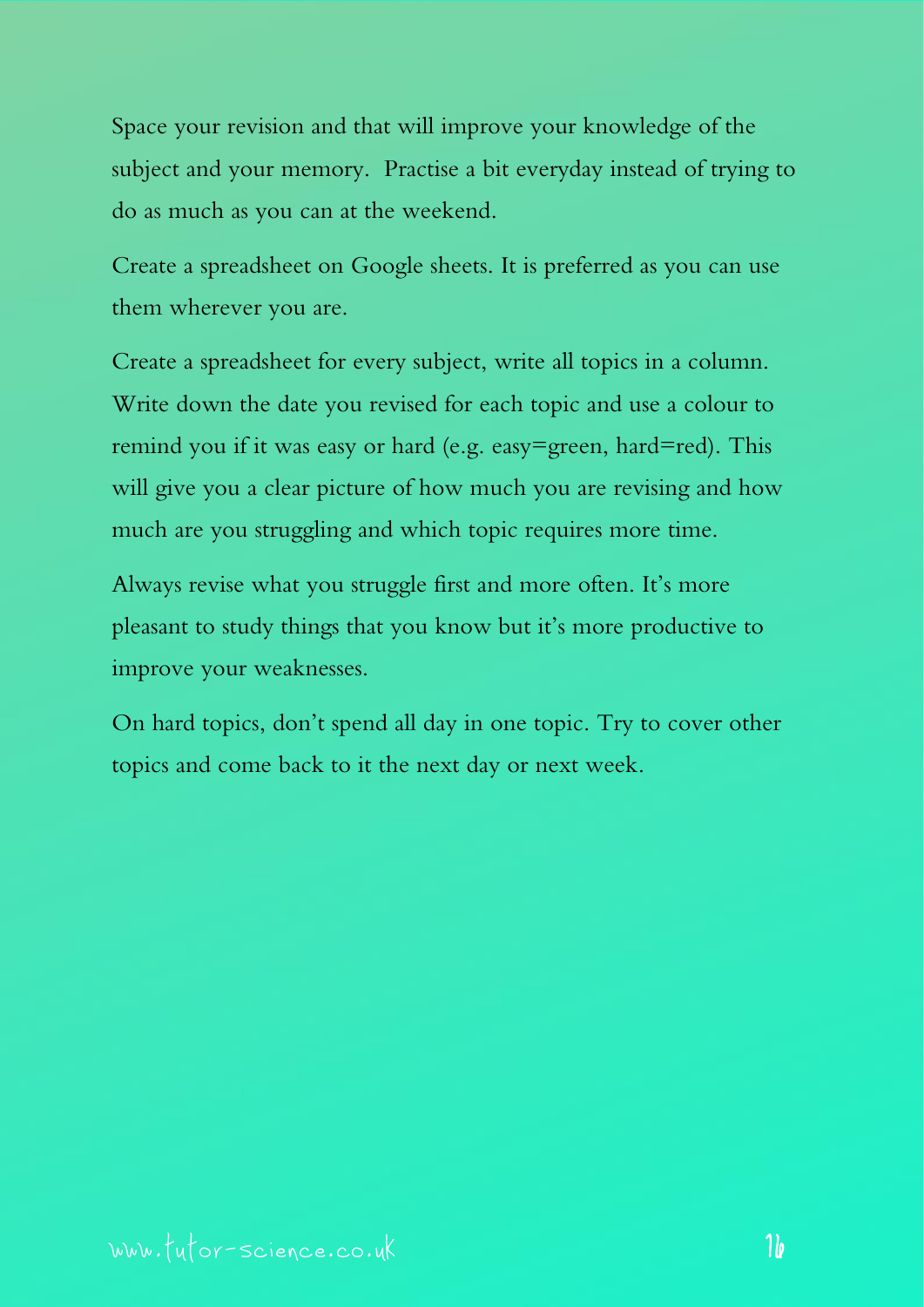Space your revision and that will improve your knowledge of the subject and your memory.  Practise a bit everyday instead of trying to do as much as you can at the weekend.

Create a spreadsheet on Google sheets. It is preferred as you can use them wherever you are.

Create a spreadsheet for every subject, write all topics in a column. Write down the date you revised for each topic and use a colour to remind you if it was easy or hard (e.g. easy=green, hard=red). This will give you a clear picture of how much you are revising and how much are you struggling and which topic requires more time.

Always revise what you struggle first and more often. It's more pleasant to study things that you know but it's more productive to improve your weaknesses.

On hard topics, don't spend all day in one topic. Try to cover other topics and come back to it the next day or next week.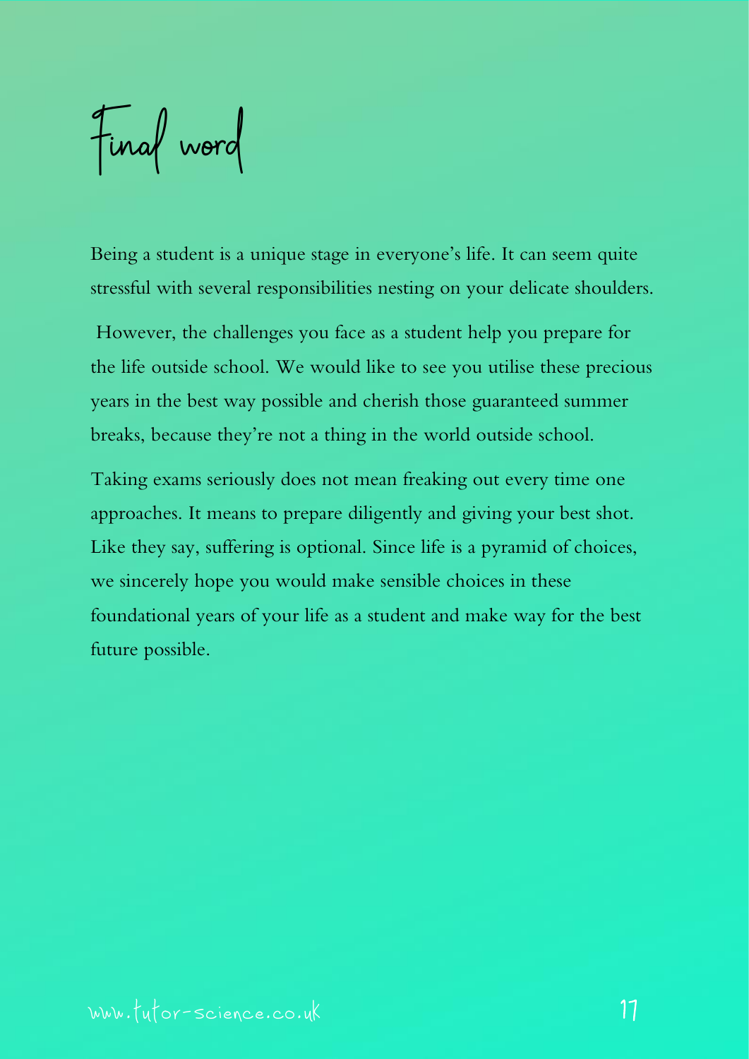# Final word

Being a student is a unique stage in everyone's life. It can seem quite stressful with several responsibilities nesting on your delicate shoulders.

However, the challenges you face as a student help you prepare for the life outside school. We would like to see you utilise these precious years in the best way possible and cherish those guaranteed summer breaks, because they're not a thing in the world outside school.

Taking exams seriously does not mean freaking out every time one approaches. It means to prepare diligently and giving your best shot. Like they say, suffering is optional. Since life is a pyramid of choices, we sincerely hope you would make sensible choices in these foundational years of your life as a student and make way for the best future possible.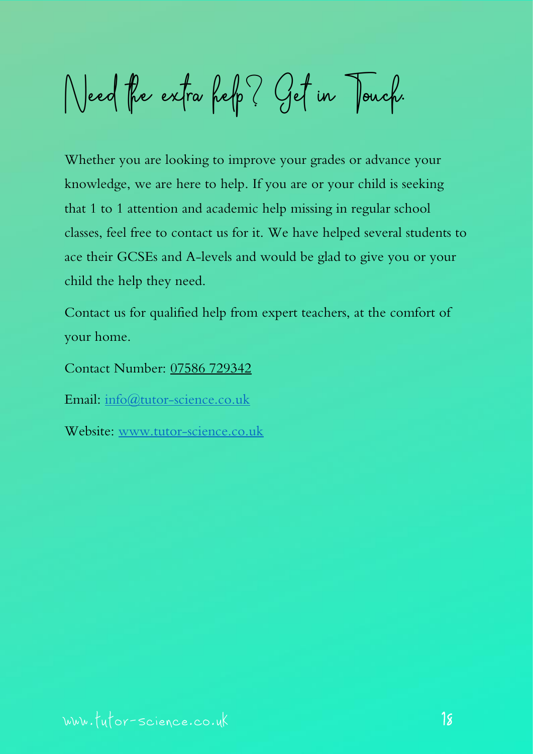# Need the extra help? Get in Touch.

Whether you are looking to improve your grades or advance your knowledge, we are here to help. If you are or your child is seeking that 1 to 1 attention and academic help missing in regular school classes, feel free to contact us for it. We have helped several students to ace their GCSEs and A-levels and would be glad to give you or your child the help they need.

Contact us for qualified help from expert teachers, at the comfort of your home.

Contact Number: 07586 729342

Email: info@tutor-science.co.uk

Website: www.tutor-science.co.uk